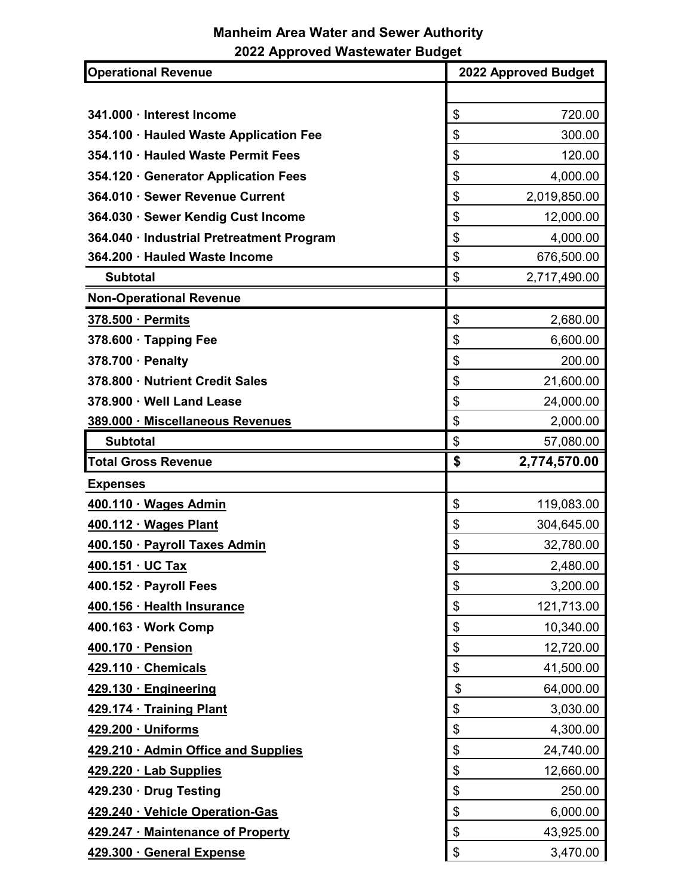# Manheim Area Water and Sewer Authority

## 2022 Approved Wastewater Budget

| Operational Revenue | 2022 Approved Budget |
|---|---|
| | |
| 341.000 · Interest Income | $ 720.00 |
| 354.100 · Hauled Waste Application Fee | $ 300.00 |
| 354.110 · Hauled Waste Permit Fees | $ 120.00 |
| 354.120 · Generator Application Fees | $ 4,000.00 |
| 364.010 · Sewer Revenue Current | $ 2,019,850.00 |
| 364.030 · Sewer Kendig Cust Income | $ 12,000.00 |
| 364.040 · Industrial Pretreatment Program | $ 4,000.00 |
| 364.200 · Hauled Waste Income | $ 676,500.00 |
| **Subtotal** | $ 2,717,490.00 |
| **Non-Operational Revenue** | |
| 378.500 · Permits | $ 2,680.00 |
| 378.600 · Tapping Fee | $ 6,600.00 |
| 378.700 · Penalty | $ 200.00 |
| 378.800 · Nutrient Credit Sales | $ 21,600.00 |
| 378.900 · Well Land Lease | $ 24,000.00 |
| 389.000 · Miscellaneous Revenues | $ 2,000.00 |
| **Subtotal** | $ 57,080.00 |
| **Total Gross Revenue** | **$ 2,774,570.00** |
| **Expenses** | |
| 400.110 · Wages Admin | $ 119,083.00 |
| 400.112 · Wages Plant | $ 304,645.00 |
| 400.150 · Payroll Taxes Admin | $ 32,780.00 |
| 400.151 · UC Tax | $ 2,480.00 |
| 400.152 · Payroll Fees | $ 3,200.00 |
| 400.156 · Health Insurance | $ 121,713.00 |
| 400.163 · Work Comp | $ 10,340.00 |
| 400.170 · Pension | $ 12,720.00 |
| 429.110 · Chemicals | $ 41,500.00 |
| 429.130 · Engineering | $ 64,000.00 |
| 429.174 · Training Plant | $ 3,030.00 |
| 429.200 · Uniforms | $ 4,300.00 |
| 429.210 · Admin Office and Supplies | $ 24,740.00 |
| 429.220 · Lab Supplies | $ 12,660.00 |
| 429.230 · Drug Testing | $ 250.00 |
| 429.240 · Vehicle Operation-Gas | $ 6,000.00 |
| 429.247 · Maintenance of Property | $ 43,925.00 |
| 429.300 · General Expense | $ 3,470.00 |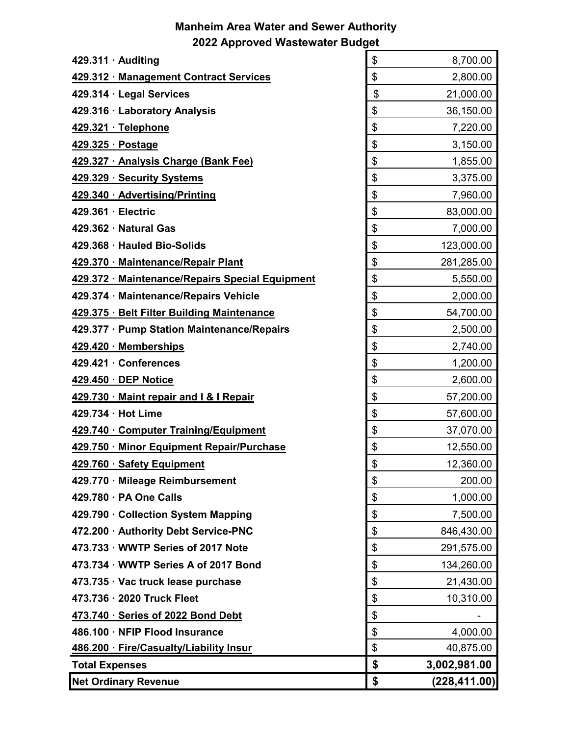**Manheim Area Water and Sewer Authority**
**2022 Approved Wastewater Budget**

| | |
|---|---|
| **429.311 · Auditing** | $ 8,700.00 |
| **429.312 · Management Contract Services** | $ 2,800.00 |
| **429.314 · Legal Services** | $ 21,000.00 |
| **429.316 · Laboratory Analysis** | $ 36,150.00 |
| **429.321 · Telephone** | $ 7,220.00 |
| **429.325 · Postage** | $ 3,150.00 |
| **429.327 · Analysis Charge (Bank Fee)** | $ 1,855.00 |
| **429.329 · Security Systems** | $ 3,375.00 |
| **429.340 · Advertising/Printing** | $ 7,960.00 |
| **429.361 · Electric** | $ 83,000.00 |
| **429.362 · Natural Gas** | $ 7,000.00 |
| **429.368 · Hauled Bio-Solids** | $ 123,000.00 |
| **429.370 · Maintenance/Repair Plant** | $ 281,285.00 |
| **429.372 · Maintenance/Repairs Special Equipment** | $ 5,550.00 |
| **429.374 · Maintenance/Repairs Vehicle** | $ 2,000.00 |
| **429.375 · Belt Filter Building Maintenance** | $ 54,700.00 |
| **429.377 · Pump Station Maintenance/Repairs** | $ 2,500.00 |
| **429.420 · Memberships** | $ 2,740.00 |
| **429.421 · Conferences** | $ 1,200.00 |
| **429.450 · DEP Notice** | $ 2,600.00 |
| **429.730 · Maint repair and I & I Repair** | $ 57,200.00 |
| **429.734 · Hot Lime** | $ 57,600.00 |
| **429.740 · Computer Training/Equipment** | $ 37,070.00 |
| **429.750 · Minor Equipment Repair/Purchase** | $ 12,550.00 |
| **429.760 · Safety Equipment** | $ 12,360.00 |
| **429.770 · Mileage Reimbursement** | $ 200.00 |
| **429.780 · PA One Calls** | $ 1,000.00 |
| **429.790 · Collection System Mapping** | $ 7,500.00 |
| **472.200 · Authority Debt Service-PNC** | $ 846,430.00 |
| **473.733 · WWTP Series of 2017 Note** | $ 291,575.00 |
| **473.734 · WWTP Series A of 2017 Bond** | $ 134,260.00 |
| **473.735 · Vac truck lease purchase** | $ 21,430.00 |
| **473.736 · 2020 Truck Fleet** | $ 10,310.00 |
| **473.740 · Series of 2022 Bond Debt** | $ - |
| **486.100 · NFIP Flood Insurance** | $ 4,000.00 |
| **486.200 · Fire/Casualty/Liability Insur** | $ 40,875.00 |
| **Total Expenses** | **$ 3,002,981.00** |
| **Net Ordinary Revenue** | **$ (228,411.00)** |